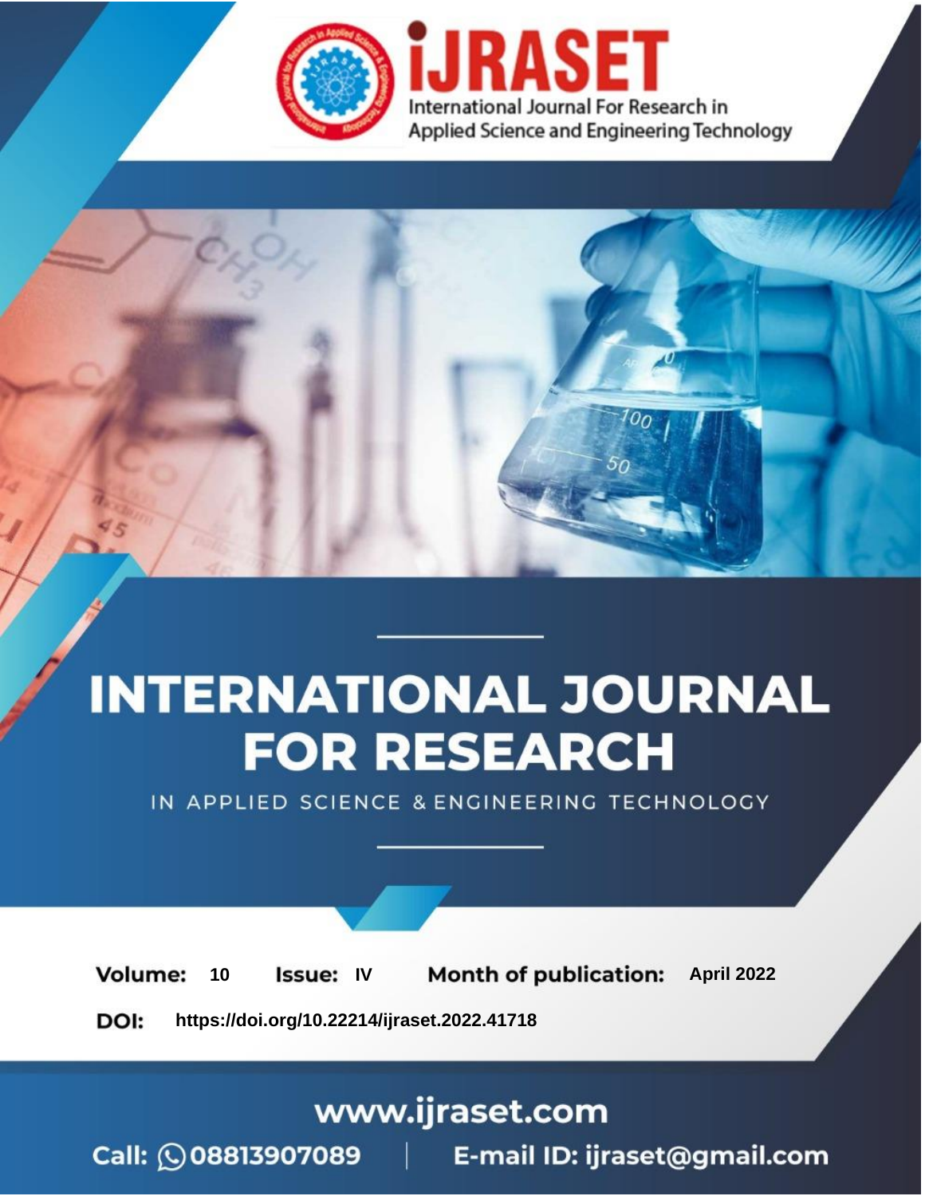iJRASET

International Journal For Research in Applied Science and Engineering Technology

# INTERNATIONAL JOURNAL FOR RESEARCH

IN APPLIED SCIENCE & ENGINEERING TECHNOLOGY

**Volume:** 10 **Issue:** IV **Month of publication:** April 2022

**DOI:** https://doi.org/10.22214/ijraset.2022.41718

www.ijraset.com

Call: 08813907089 | E-mail ID: ijraset@gmail.com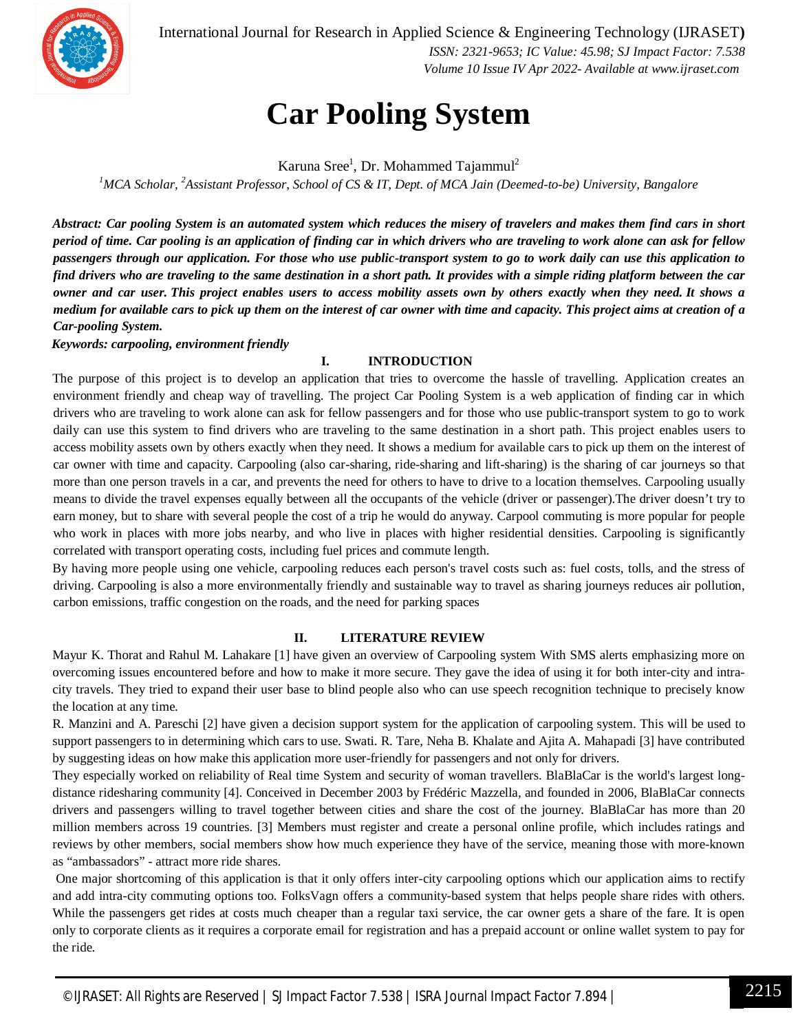# Car Pooling System

Karuna Sree[1], Dr. Mohammed Tajammul[2]

[1]*MCA Scholar,* [2]*Assistant Professor, School of CS & IT, Dept. of MCA Jain (Deemed-to-be) University, Bangalore*

***Abstract:** Car pooling System is an automated system which reduces the misery of travelers and makes them find cars in short period of time. Car pooling is an application of finding car in which drivers who are traveling to work alone can ask for fellow passengers through our application. For those who use public-transport system to go to work daily can use this application to find drivers who are traveling to the same destination in a short path. It provides with a simple riding platform between the car owner and car user. This project enables users to access mobility assets own by others exactly when they need. It shows a medium for available cars to pick up them on the interest of car owner with time and capacity. This project aims at creation of a Car-pooling System.*

***Keywords:** carpooling, environment friendly*

## I. INTRODUCTION

The purpose of this project is to develop an application that tries to overcome the hassle of travelling. Application creates an environment friendly and cheap way of travelling. The project Car Pooling System is a web application of finding car in which drivers who are traveling to work alone can ask for fellow passengers and for those who use public-transport system to go to work daily can use this system to find drivers who are traveling to the same destination in a short path. This project enables users to access mobility assets own by others exactly when they need. It shows a medium for available cars to pick up them on the interest of car owner with time and capacity. Carpooling (also car-sharing, ride-sharing and lift-sharing) is the sharing of car journeys so that more than one person travels in a car, and prevents the need for others to have to drive to a location themselves. Carpooling usually means to divide the travel expenses equally between all the occupants of the vehicle (driver or passenger).The driver doesn't try to earn money, but to share with several people the cost of a trip he would do anyway. Carpool commuting is more popular for people who work in places with more jobs nearby, and who live in places with higher residential densities. Carpooling is significantly correlated with transport operating costs, including fuel prices and commute length.

By having more people using one vehicle, carpooling reduces each person's travel costs such as: fuel costs, tolls, and the stress of driving. Carpooling is also a more environmentally friendly and sustainable way to travel as sharing journeys reduces air pollution, carbon emissions, traffic congestion on the roads, and the need for parking spaces

## II. LITERATURE REVIEW

Mayur K. Thorat and Rahul M. Lahakare [1] have given an overview of Carpooling system With SMS alerts emphasizing more on overcoming issues encountered before and how to make it more secure. They gave the idea of using it for both inter-city and intra-city travels. They tried to expand their user base to blind people also who can use speech recognition technique to precisely know the location at any time.

R. Manzini and A. Pareschi [2] have given a decision support system for the application of carpooling system. This will be used to support passengers to in determining which cars to use. Swati. R. Tare, Neha B. Khalate and Ajita A. Mahapadi [3] have contributed by suggesting ideas on how make this application more user-friendly for passengers and not only for drivers.

They especially worked on reliability of Real time System and security of woman travellers. BlaBlaCar is the world's largest long-distance ridesharing community [4]. Conceived in December 2003 by Frédéric Mazzella, and founded in 2006, BlaBlaCar connects drivers and passengers willing to travel together between cities and share the cost of the journey. BlaBlaCar has more than 20 million members across 19 countries. [3] Members must register and create a personal online profile, which includes ratings and reviews by other members, social members show how much experience they have of the service, meaning those with more-known as "ambassadors" - attract more ride shares.

One major shortcoming of this application is that it only offers inter-city carpooling options which our application aims to rectify and add intra-city commuting options too. FolksVagn offers a community-based system that helps people share rides with others. While the passengers get rides at costs much cheaper than a regular taxi service, the car owner gets a share of the fare. It is open only to corporate clients as it requires a corporate email for registration and has a prepaid account or online wallet system to pay for the ride.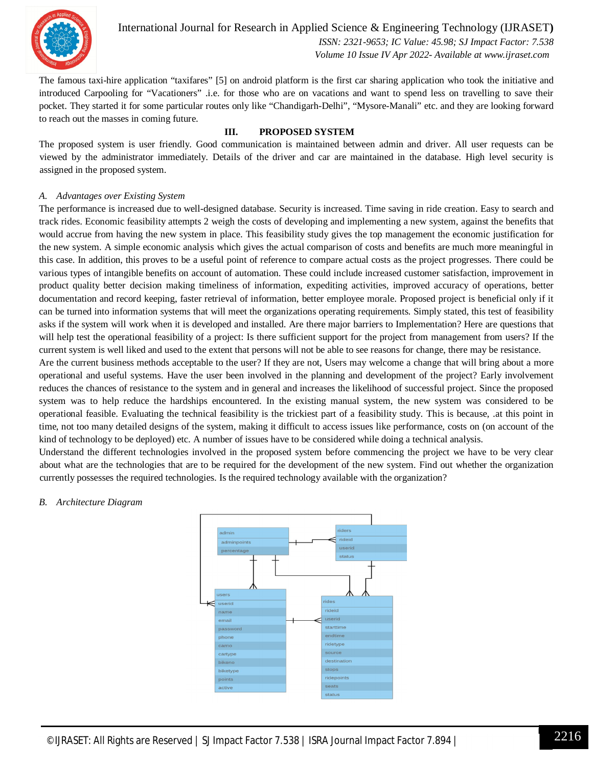The famous taxi-hire application "taxifares" [5] on android platform is the first car sharing application who took the initiative and introduced Carpooling for "Vacationers" .i.e. for those who are on vacations and want to spend less on travelling to save their pocket. They started it for some particular routes only like "Chandigarh-Delhi", "Mysore-Manali" etc. and they are looking forward to reach out the masses in coming future.

## III. PROPOSED SYSTEM

The proposed system is user friendly. Good communication is maintained between admin and driver. All user requests can be viewed by the administrator immediately. Details of the driver and car are maintained in the database. High level security is assigned in the proposed system.

### *A. Advantages over Existing System*

The performance is increased due to well-designed database. Security is increased. Time saving in ride creation. Easy to search and track rides. Economic feasibility attempts 2 weigh the costs of developing and implementing a new system, against the benefits that would accrue from having the new system in place. This feasibility study gives the top management the economic justification for the new system. A simple economic analysis which gives the actual comparison of costs and benefits are much more meaningful in this case. In addition, this proves to be a useful point of reference to compare actual costs as the project progresses. There could be various types of intangible benefits on account of automation. These could include increased customer satisfaction, improvement in product quality better decision making timeliness of information, expediting activities, improved accuracy of operations, better documentation and record keeping, faster retrieval of information, better employee morale. Proposed project is beneficial only if it can be turned into information systems that will meet the organizations operating requirements. Simply stated, this test of feasibility asks if the system will work when it is developed and installed. Are there major barriers to Implementation? Here are questions that will help test the operational feasibility of a project: Is there sufficient support for the project from management from users? If the current system is well liked and used to the extent that persons will not be able to see reasons for change, there may be resistance.

Are the current business methods acceptable to the user? If they are not, Users may welcome a change that will bring about a more operational and useful systems. Have the user been involved in the planning and development of the project? Early involvement reduces the chances of resistance to the system and in general and increases the likelihood of successful project. Since the proposed system was to help reduce the hardships encountered. In the existing manual system, the new system was considered to be operational feasible. Evaluating the technical feasibility is the trickiest part of a feasibility study. This is because, .at this point in time, not too many detailed designs of the system, making it difficult to access issues like performance, costs on (on account of the kind of technology to be deployed) etc. A number of issues have to be considered while doing a technical analysis.

Understand the different technologies involved in the proposed system before commencing the project we have to be very clear about what are the technologies that are to be required for the development of the new system. Find out whether the organization currently possesses the required technologies. Is the required technology available with the organization?

### *B. Architecture Diagram*

| admin |
| --- |
| adminpoints |
| percentage |

| riders |
| --- |
| rideid |
| userid |
| status |

| users |
| --- |
| userid |
| name |
| email |
| password |
| phone |
| carno |
| cartype |
| bikeno |
| biketype |
| points |
| active |

| rides |
| --- |
| rideid |
| userid |
| starttime |
| endtime |
| ridetype |
| source |
| destination |
| stops |
| ridepoints |
| seats |
| status |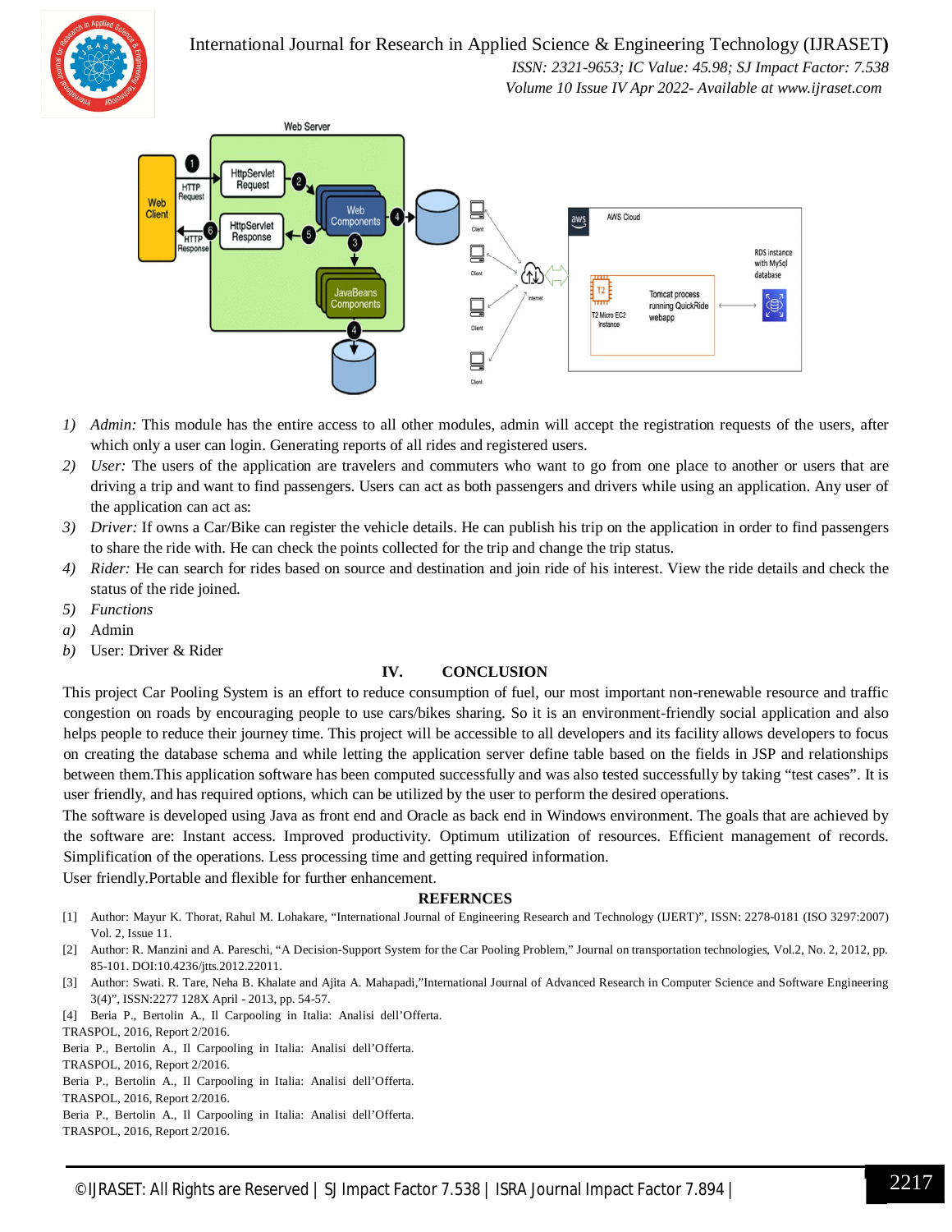1) *Admin:* This module has the entire access to all other modules, admin will accept the registration requests of the users, after which only a user can login. Generating reports of all rides and registered users.
2) *User:* The users of the application are travelers and commuters who want to go from one place to another or users that are driving a trip and want to find passengers. Users can act as both passengers and drivers while using an application. Any user of the application can act as:
3) *Driver:* If owns a Car/Bike can register the vehicle details. He can publish his trip on the application in order to find passengers to share the ride with. He can check the points collected for the trip and change the trip status.
4) *Rider:* He can search for rides based on source and destination and join ride of his interest. View the ride details and check the status of the ride joined.
5) *Functions*

a) Admin
b) User: Driver & Rider

## IV. CONCLUSION

This project Car Pooling System is an effort to reduce consumption of fuel, our most important non-renewable resource and traffic congestion on roads by encouraging people to use cars/bikes sharing. So it is an environment-friendly social application and also helps people to reduce their journey time. This project will be accessible to all developers and its facility allows developers to focus on creating the database schema and while letting the application server define table based on the fields in JSP and relationships between them.This application software has been computed successfully and was also tested successfully by taking "test cases". It is user friendly, and has required options, which can be utilized by the user to perform the desired operations.

The software is developed using Java as front end and Oracle as back end in Windows environment. The goals that are achieved by the software are: Instant access. Improved productivity. Optimum utilization of resources. Efficient management of records. Simplification of the operations. Less processing time and getting required information.

User friendly.Portable and flexible for further enhancement.

## REFERNCES

[1] Author: Mayur K. Thorat, Rahul M. Lohakare, "International Journal of Engineering Research and Technology (IJERT)", ISSN: 2278-0181 (ISO 3297:2007) Vol. 2, Issue 11.

[2] Author: R. Manzini and A. Pareschi, "A Decision-Support System for the Car Pooling Problem," Journal on transportation technologies, Vol.2, No. 2, 2012, pp. 85-101. DOI:10.4236/jtts.2012.22011.

[3] Author: Swati. R. Tare, Neha B. Khalate and Ajita A. Mahapadi,"International Journal of Advanced Research in Computer Science and Software Engineering 3(4)", ISSN:2277 128X April - 2013, pp. 54-57.

[4] Beria P., Bertolin A., Il Carpooling in Italia: Analisi dell'Offerta. TRASPOL, 2016, Report 2/2016.
Beria P., Bertolin A., Il Carpooling in Italia: Analisi dell'Offerta. TRASPOL, 2016, Report 2/2016.
Beria P., Bertolin A., Il Carpooling in Italia: Analisi dell'Offerta. TRASPOL, 2016, Report 2/2016.
Beria P., Bertolin A., Il Carpooling in Italia: Analisi dell'Offerta. TRASPOL, 2016, Report 2/2016.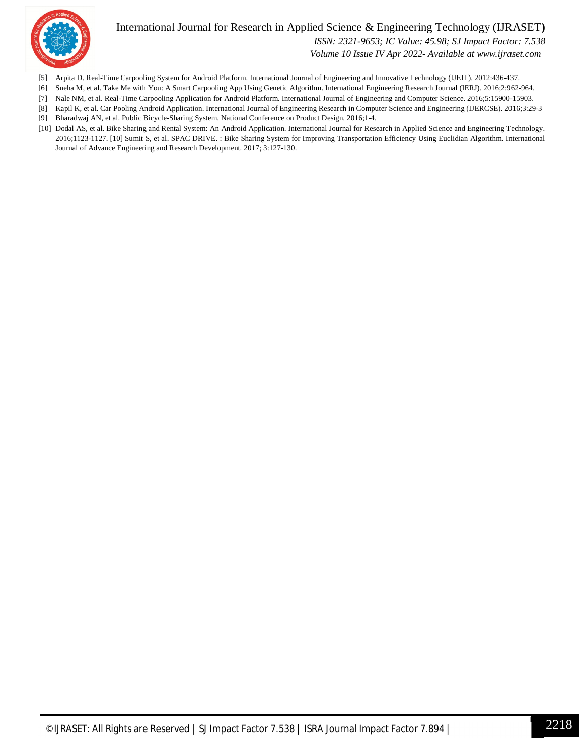[5] Arpita D. Real-Time Carpooling System for Android Platform. International Journal of Engineering and Innovative Technology (IJEIT). 2012:436-437.

[6] Sneha M, et al. Take Me with You: A Smart Carpooling App Using Genetic Algorithm. International Engineering Research Journal (IERJ). 2016;2:962-964.

[7] Nale NM, et al. Real-Time Carpooling Application for Android Platform. International Journal of Engineering and Computer Science. 2016;5:15900-15903.

[8] Kapil K, et al. Car Pooling Android Application. International Journal of Engineering Research in Computer Science and Engineering (IJERCSE). 2016;3:29-3

[9] Bharadwaj AN, et al. Public Bicycle-Sharing System. National Conference on Product Design. 2016;1-4.

[10] Dodal AS, et al. Bike Sharing and Rental System: An Android Application. International Journal for Research in Applied Science and Engineering Technology. 2016;1123-1127. [10] Sumit S, et al. SPAC DRIVE. : Bike Sharing System for Improving Transportation Efficiency Using Euclidian Algorithm. International Journal of Advance Engineering and Research Development. 2017; 3:127-130.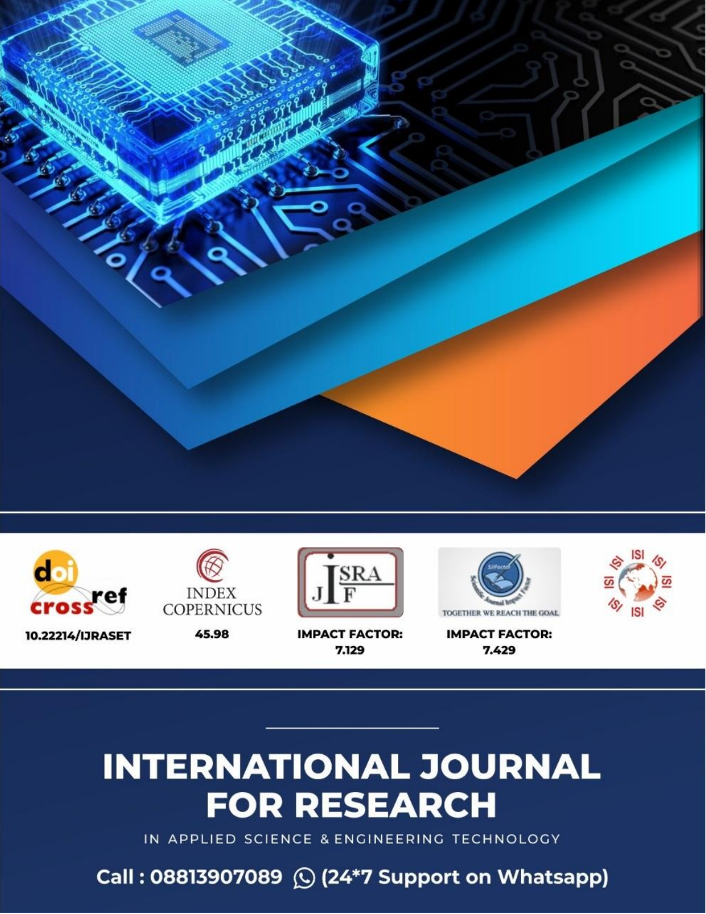10.22214/IJRASET

45.98

IMPACT FACTOR: 7.129

IMPACT FACTOR: 7.429

# INTERNATIONAL JOURNAL FOR RESEARCH

IN APPLIED SCIENCE & ENGINEERING TECHNOLOGY

Call : 08813907089 (24*7 Support on Whatsapp)